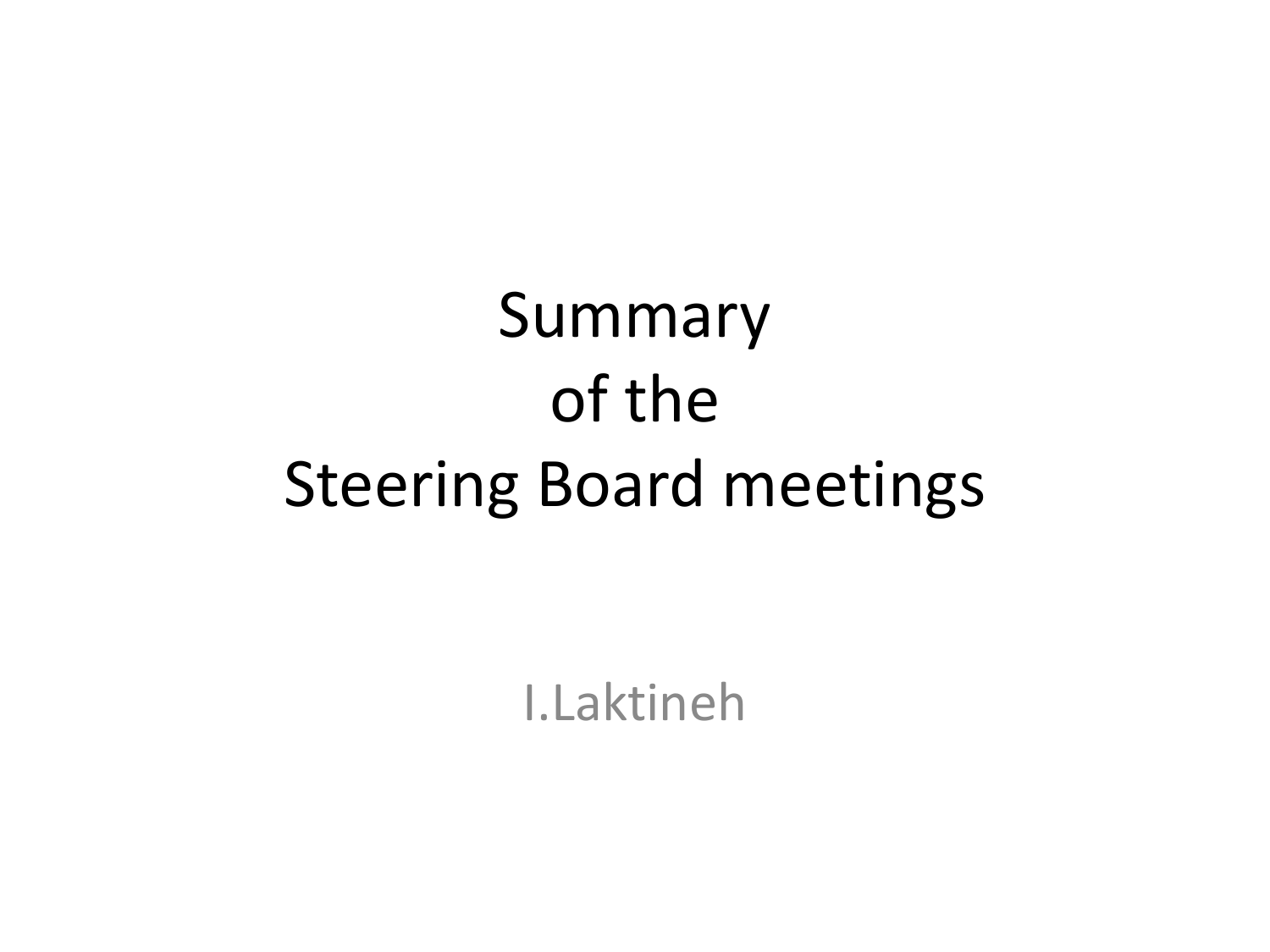# Summary of the Steering Board meetings

I.Laktineh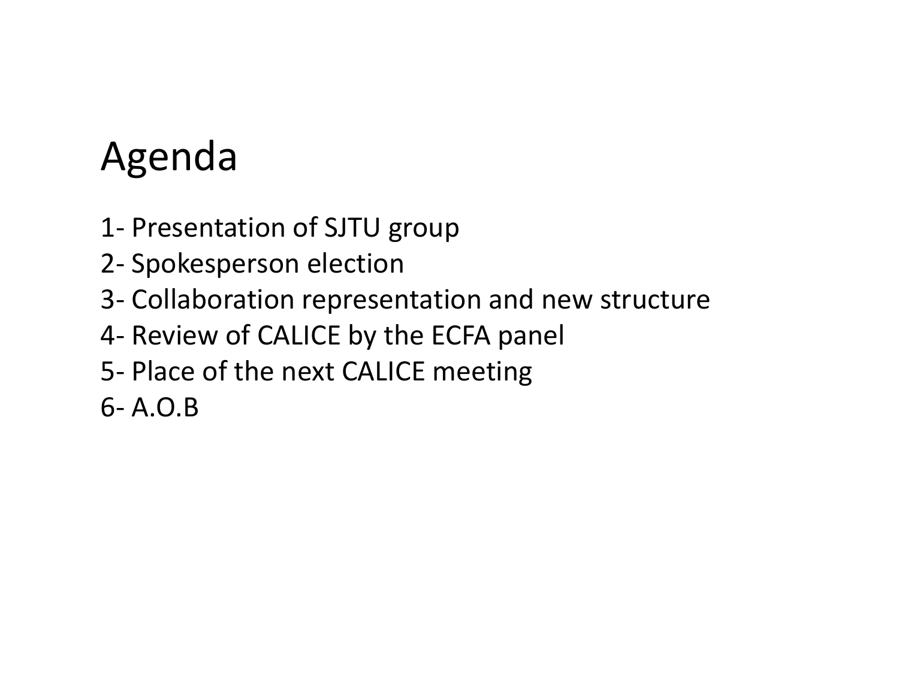# Agenda

1- Presentation of SJTU group
2- Spokesperson election
3- Collaboration representation and new structure
4- Review of CALICE by the ECFA panel
5- Place of the next CALICE meeting
6- A.O.B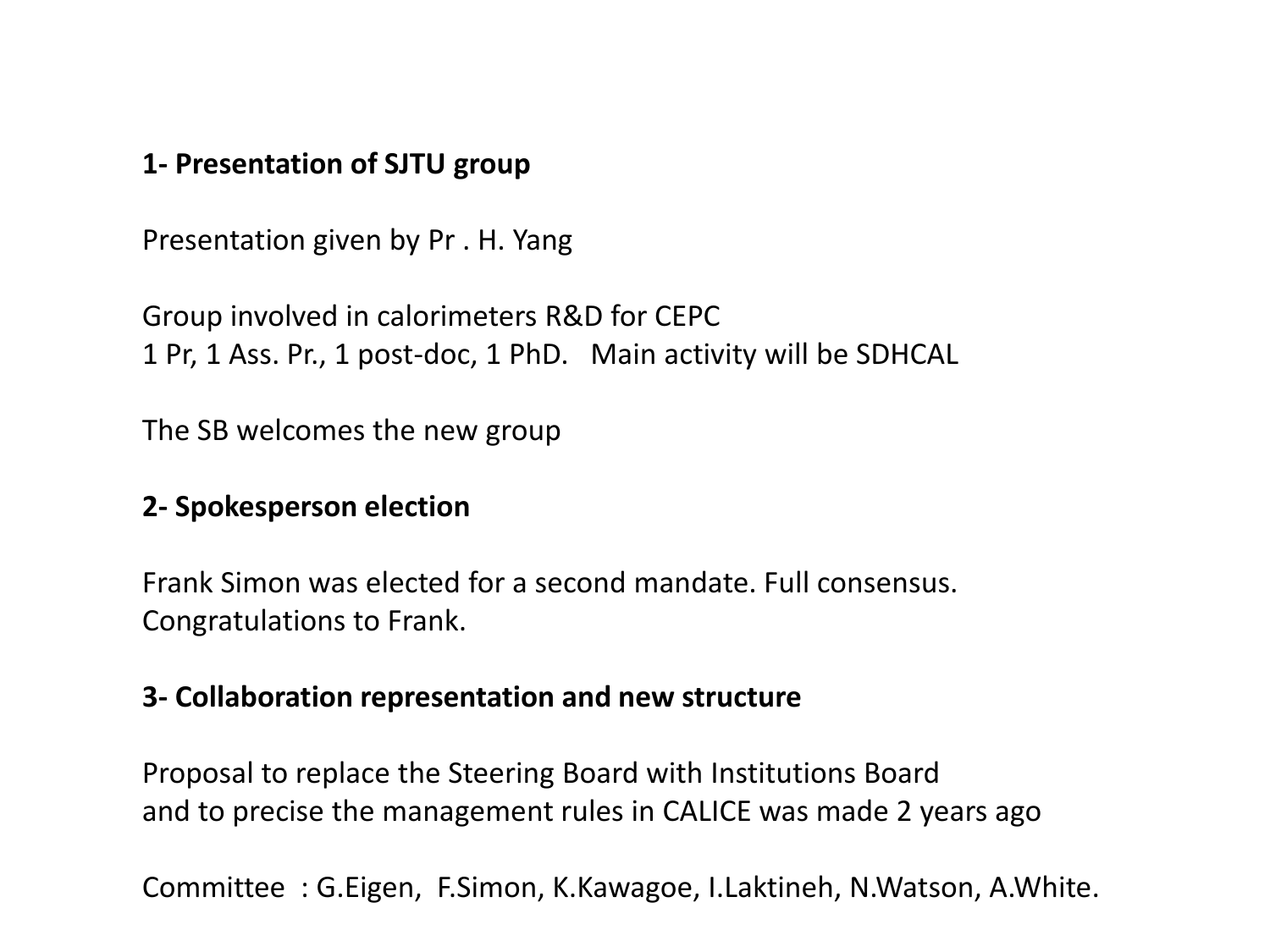**1- Presentation of SJTU group**

Presentation given by Pr . H. Yang

Group involved in calorimeters R&D for CEPC
1 Pr, 1 Ass. Pr., 1 post-doc, 1 PhD.   Main activity will be SDHCAL

The SB welcomes the new group

**2- Spokesperson election**

Frank Simon was elected for a second mandate. Full consensus.
Congratulations to Frank.

**3- Collaboration representation and new structure**

Proposal to replace the Steering Board with Institutions Board
and to precise the management rules in CALICE was made 2 years ago

Committee  : G.Eigen,  F.Simon, K.Kawagoe, I.Laktineh, N.Watson, A.White.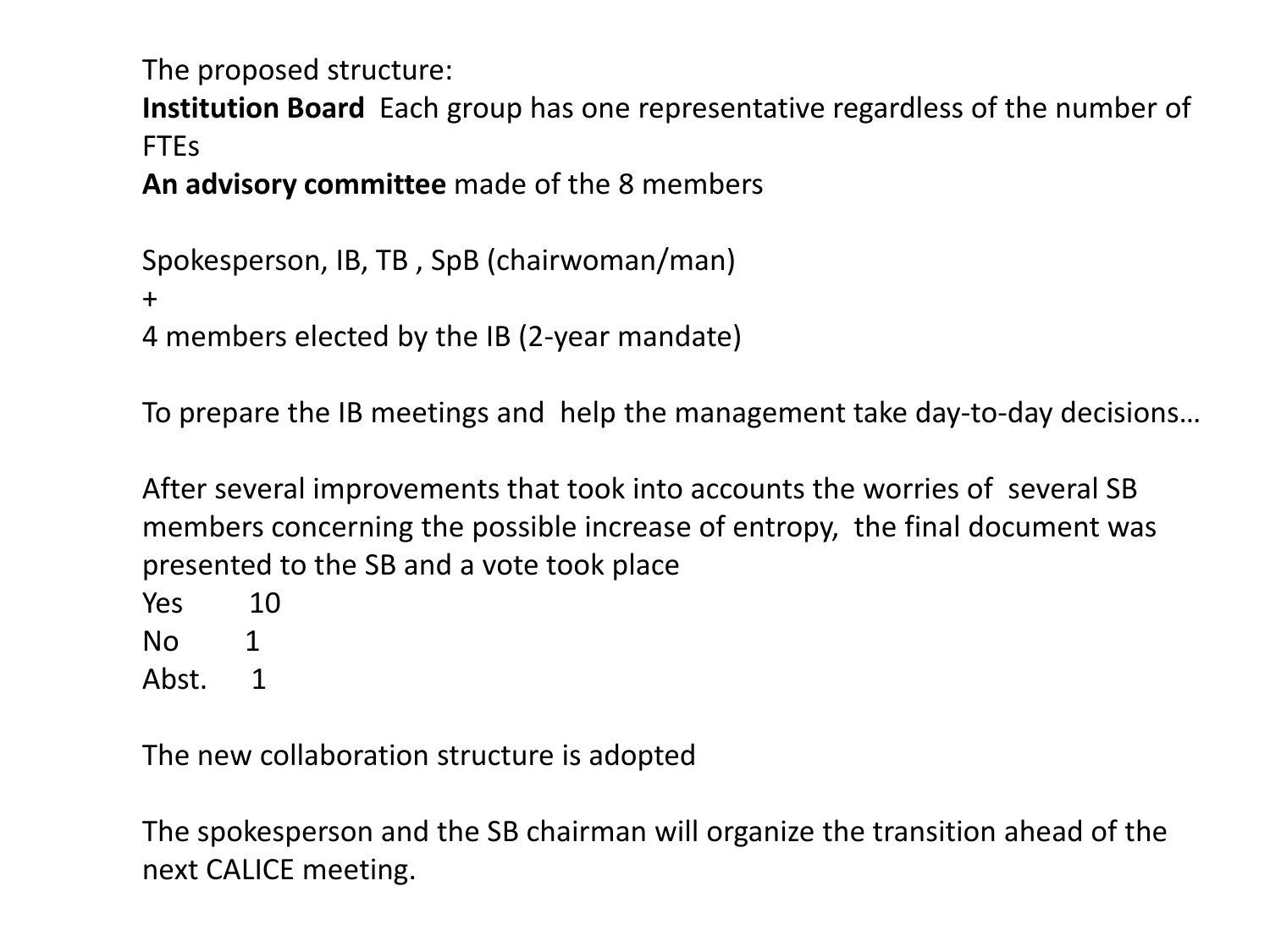The proposed structure:

**Institution Board** Each group has one representative regardless of the number of FTEs

**An advisory committee** made of the 8 members

Spokesperson, IB, TB , SpB (chairwoman/man)

+

4 members elected by the IB (2-year mandate)

To prepare the IB meetings and help the management take day-to-day decisions…

After several improvements that took into accounts the worries of several SB members concerning the possible increase of entropy, the final document was presented to the SB and a vote took place

Yes 10

No 1

Abst. 1

The new collaboration structure is adopted

The spokesperson and the SB chairman will organize the transition ahead of the next CALICE meeting.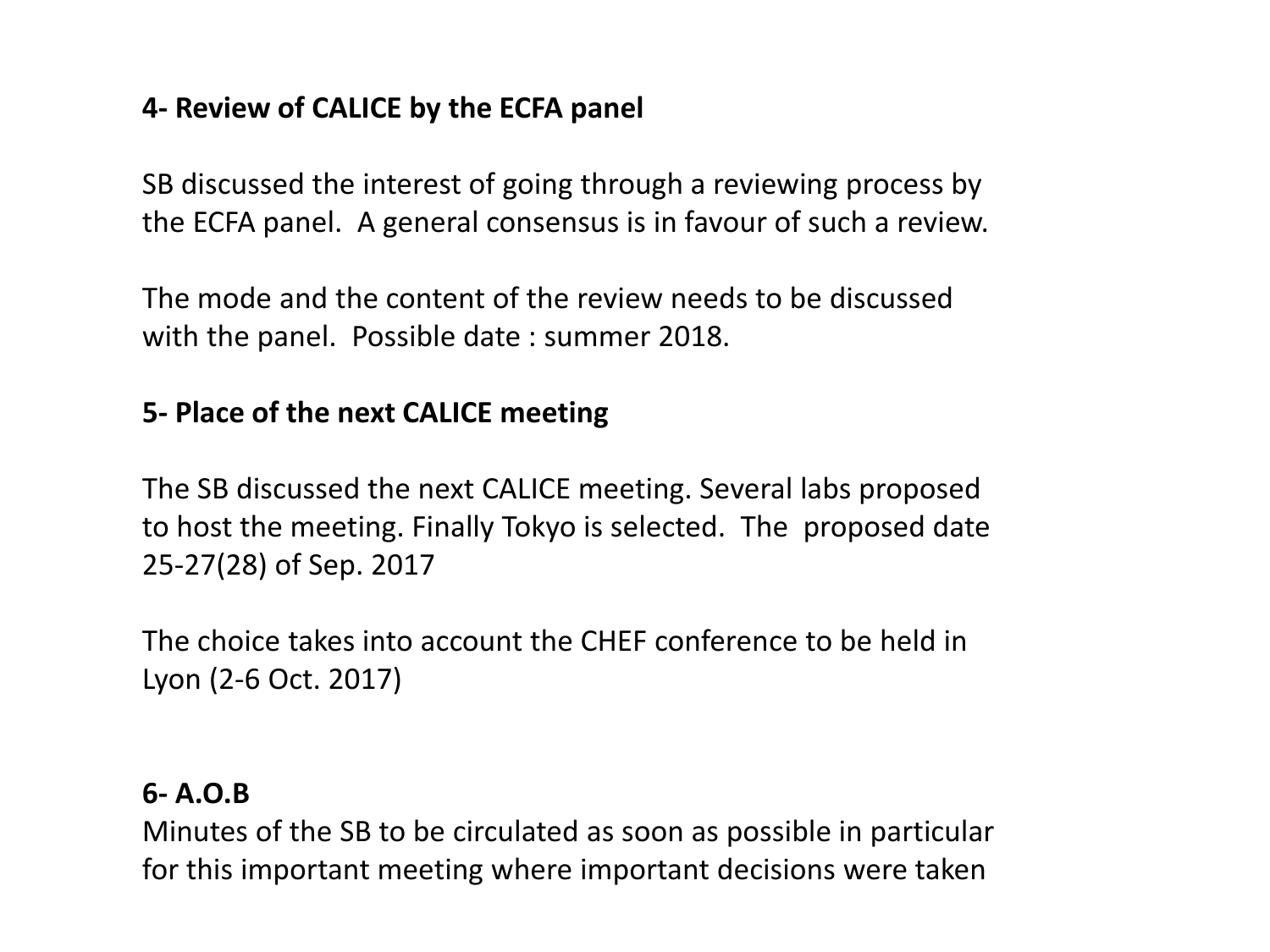**4- Review of CALICE by the ECFA panel**

SB discussed the interest of going through a reviewing process by the ECFA panel. A general consensus is in favour of such a review.

The mode and the content of the review needs to be discussed with the panel. Possible date : summer 2018.

**5- Place of the next CALICE meeting**

The SB discussed the next CALICE meeting. Several labs proposed to host the meeting. Finally Tokyo is selected. The proposed date 25-27(28) of Sep. 2017

The choice takes into account the CHEF conference to be held in Lyon (2-6 Oct. 2017)

**6- A.O.B**

Minutes of the SB to be circulated as soon as possible in particular for this important meeting where important decisions were taken